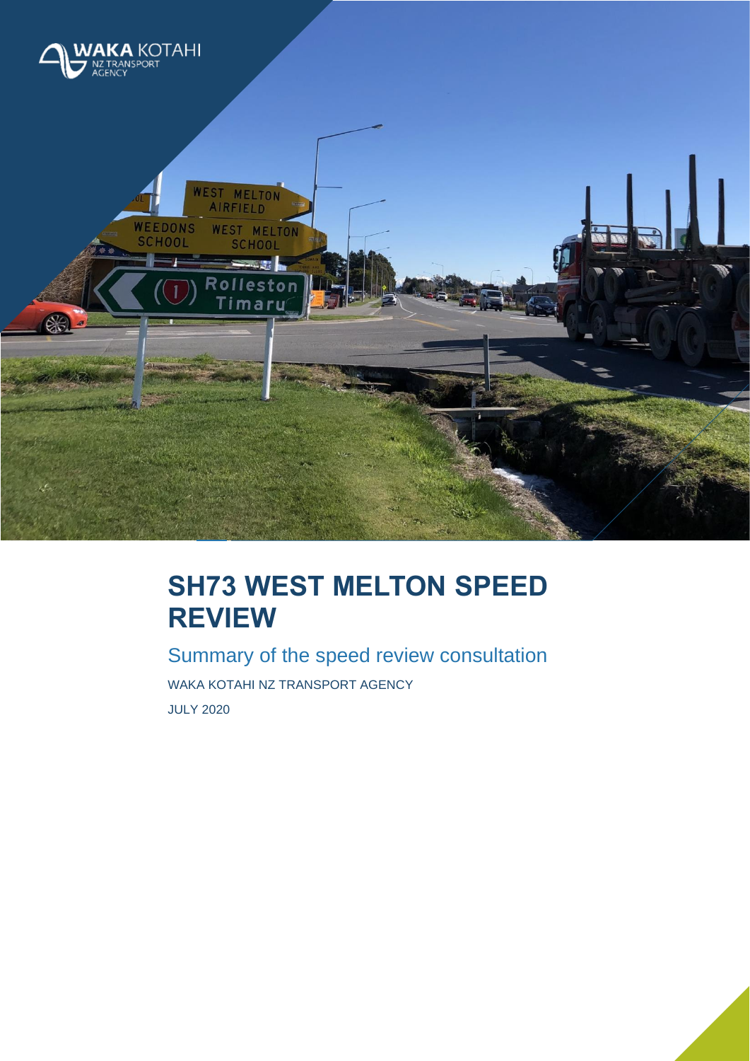# SH73 WEST MELTON SPEED REVIEW

## Summary of the speed review consultation

WAKA KOTAHI NZ TRANSPORT AGENCY

JULY 2020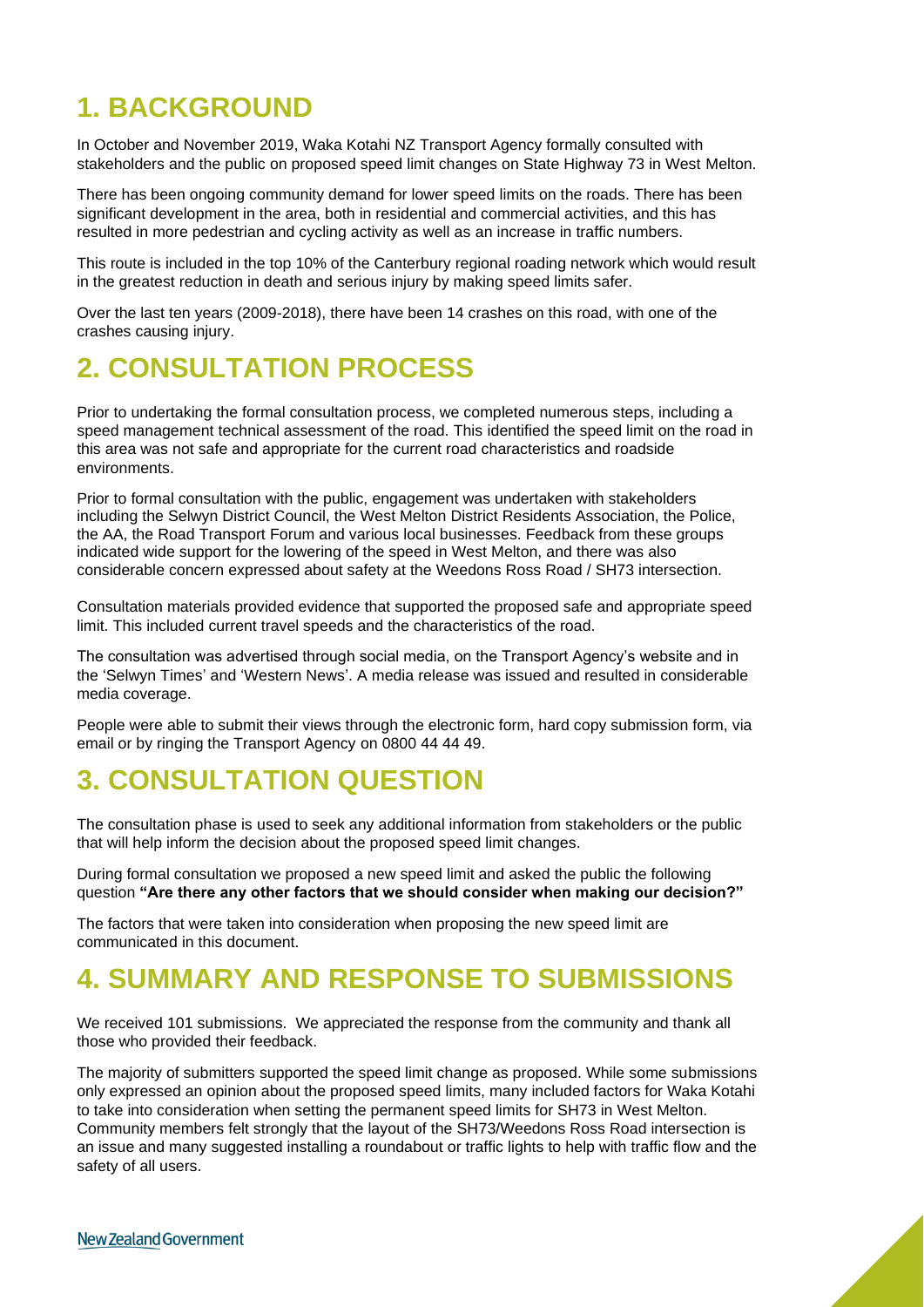## 1. BACKGROUND

In October and November 2019, Waka Kotahi NZ Transport Agency formally consulted with stakeholders and the public on proposed speed limit changes on State Highway 73 in West Melton.

There has been ongoing community demand for lower speed limits on the roads. There has been significant development in the area, both in residential and commercial activities, and this has resulted in more pedestrian and cycling activity as well as an increase in traffic numbers.

This route is included in the top 10% of the Canterbury regional roading network which would result in the greatest reduction in death and serious injury by making speed limits safer.

Over the last ten years (2009-2018), there have been 14 crashes on this road, with one of the crashes causing injury.

## 2. CONSULTATION PROCESS

Prior to undertaking the formal consultation process, we completed numerous steps, including a speed management technical assessment of the road. This identified the speed limit on the road in this area was not safe and appropriate for the current road characteristics and roadside environments.

Prior to formal consultation with the public, engagement was undertaken with stakeholders including the Selwyn District Council, the West Melton District Residents Association, the Police, the AA, the Road Transport Forum and various local businesses. Feedback from these groups indicated wide support for the lowering of the speed in West Melton, and there was also considerable concern expressed about safety at the Weedons Ross Road / SH73 intersection.

Consultation materials provided evidence that supported the proposed safe and appropriate speed limit. This included current travel speeds and the characteristics of the road.

The consultation was advertised through social media, on the Transport Agency's website and in the 'Selwyn Times' and 'Western News'. A media release was issued and resulted in considerable media coverage.

People were able to submit their views through the electronic form, hard copy submission form, via email or by ringing the Transport Agency on 0800 44 44 49.

## 3. CONSULTATION QUESTION

The consultation phase is used to seek any additional information from stakeholders or the public that will help inform the decision about the proposed speed limit changes.

During formal consultation we proposed a new speed limit and asked the public the following question **"Are there any other factors that we should consider when making our decision?"**

The factors that were taken into consideration when proposing the new speed limit are communicated in this document.

## 4. SUMMARY AND RESPONSE TO SUBMISSIONS

We received 101 submissions. We appreciated the response from the community and thank all those who provided their feedback.

The majority of submitters supported the speed limit change as proposed. While some submissions only expressed an opinion about the proposed speed limits, many included factors for Waka Kotahi to take into consideration when setting the permanent speed limits for SH73 in West Melton. Community members felt strongly that the layout of the SH73/Weedons Ross Road intersection is an issue and many suggested installing a roundabout or traffic lights to help with traffic flow and the safety of all users.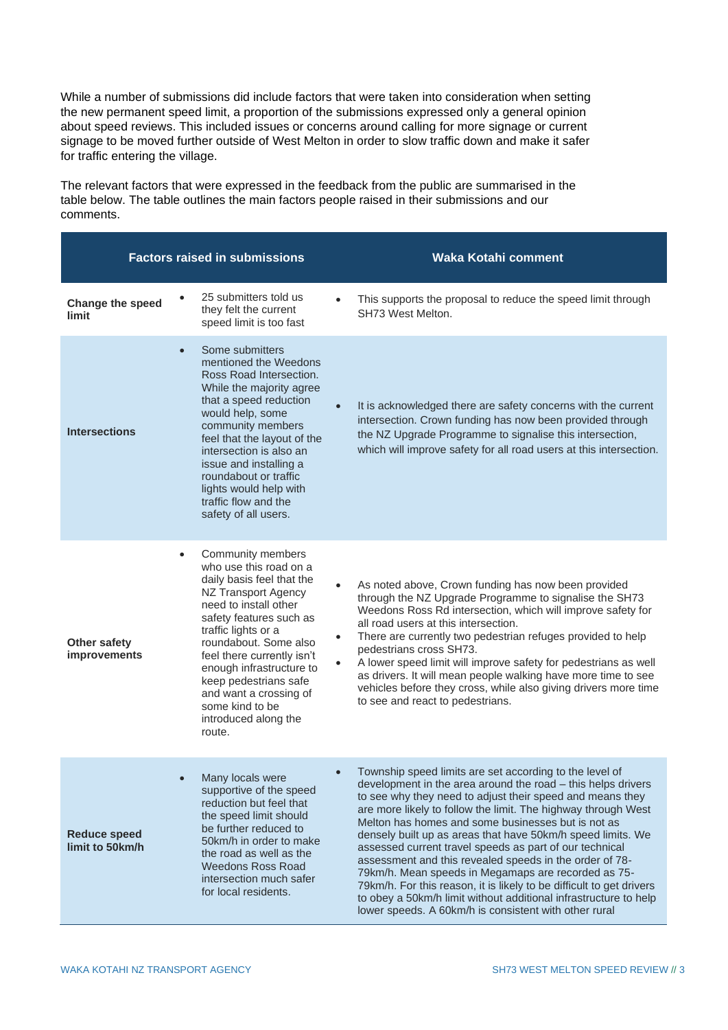While a number of submissions did include factors that were taken into consideration when setting the new permanent speed limit, a proportion of the submissions expressed only a general opinion about speed reviews. This included issues or concerns around calling for more signage or current signage to be moved further outside of West Melton in order to slow traffic down and make it safer for traffic entering the village.

The relevant factors that were expressed in the feedback from the public are summarised in the table below. The table outlines the main factors people raised in their submissions and our comments.

| Factors raised in submissions | | Waka Kotahi comment |
|---|---|---|
| **Change the speed limit** | • 25 submitters told us they felt the current speed limit is too fast | • This supports the proposal to reduce the speed limit through SH73 West Melton. |
| **Intersections** | • Some submitters mentioned the Weedons Ross Road Intersection. While the majority agree that a speed reduction would help, some community members feel that the layout of the intersection is also an issue and installing a roundabout or traffic lights would help with traffic flow and the safety of all users. | • It is acknowledged there are safety concerns with the current intersection. Crown funding has now been provided through the NZ Upgrade Programme to signalise this intersection, which will improve safety for all road users at this intersection. |
| **Other safety improvements** | • Community members who use this road on a daily basis feel that the NZ Transport Agency need to install other safety features such as traffic lights or a roundabout. Some also feel there currently isn't enough infrastructure to keep pedestrians safe and want a crossing of some kind to be introduced along the route. | • As noted above, Crown funding has now been provided through the NZ Upgrade Programme to signalise the SH73 Weedons Ross Rd intersection, which will improve safety for all road users at this intersection.<br>• There are currently two pedestrian refuges provided to help pedestrians cross SH73.<br>• A lower speed limit will improve safety for pedestrians as well as drivers. It will mean people walking have more time to see vehicles before they cross, while also giving drivers more time to see and react to pedestrians. |
| **Reduce speed limit to 50km/h** | • Many locals were supportive of the speed reduction but feel that the speed limit should be further reduced to 50km/h in order to make the road as well as the Weedons Ross Road intersection much safer for local residents. | • Township speed limits are set according to the level of development in the area around the road – this helps drivers to see why they need to adjust their speed and means they are more likely to follow the limit. The highway through West Melton has homes and some businesses but is not as densely built up as areas that have 50km/h speed limits. We assessed current travel speeds as part of our technical assessment and this revealed speeds in the order of 78-79km/h. Mean speeds in Megamaps are recorded as 75-79km/h. For this reason, it is likely to be difficult to get drivers to obey a 50km/h limit without additional infrastructure to help lower speeds. A 60km/h is consistent with other rural |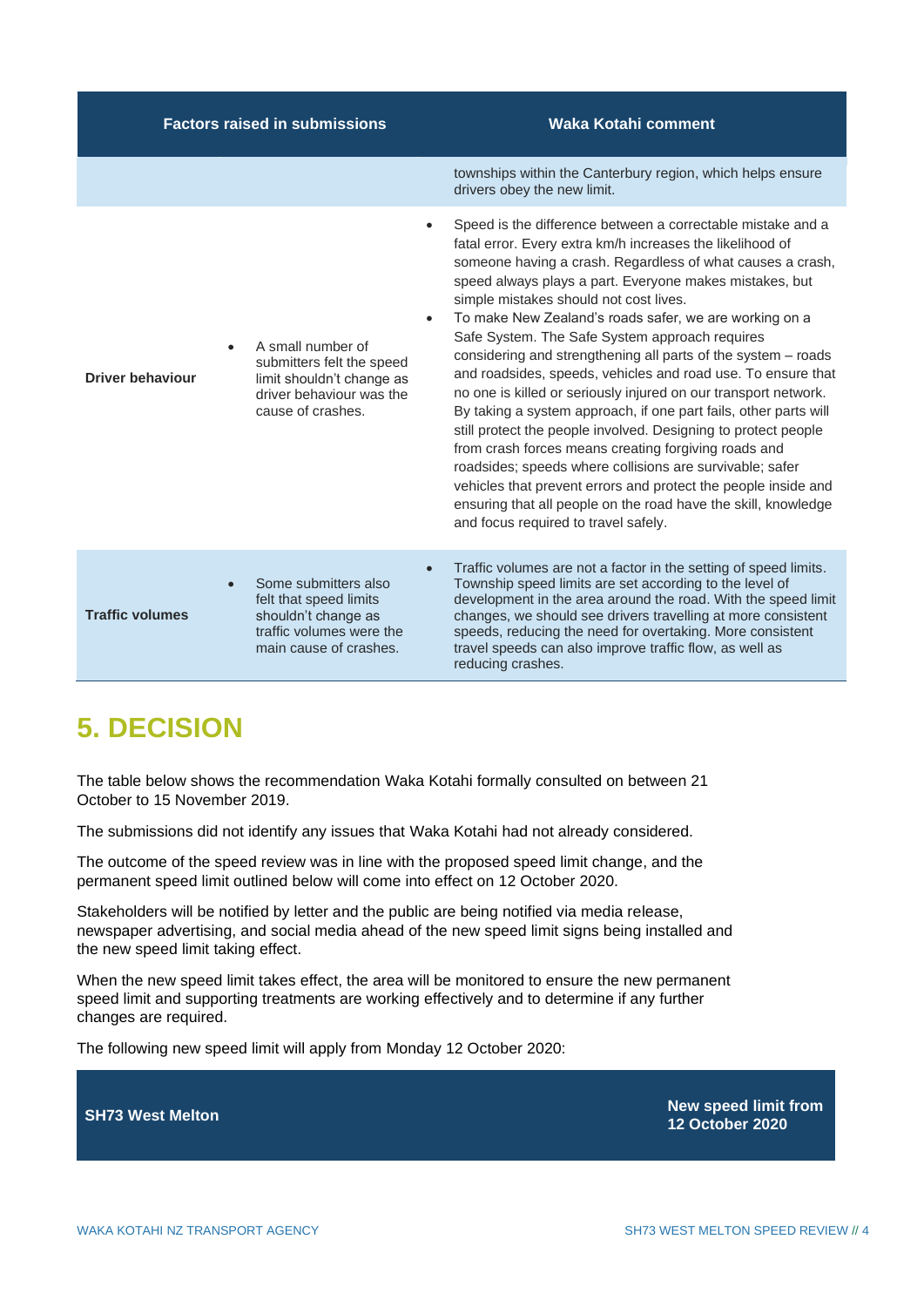| Factors raised in submissions | | Waka Kotahi comment |
|---|---|---|
| | | townships within the Canterbury region, which helps ensure drivers obey the new limit. |
| **Driver behaviour** | • A small number of submitters felt the speed limit shouldn't change as driver behaviour was the cause of crashes. | • Speed is the difference between a correctable mistake and a fatal error. Every extra km/h increases the likelihood of someone having a crash. Regardless of what causes a crash, speed always plays a part. Everyone makes mistakes, but simple mistakes should not cost lives.<br>• To make New Zealand's roads safer, we are working on a Safe System. The Safe System approach requires considering and strengthening all parts of the system – roads and roadsides, speeds, vehicles and road use. To ensure that no one is killed or seriously injured on our transport network. By taking a system approach, if one part fails, other parts will still protect the people involved. Designing to protect people from crash forces means creating forgiving roads and roadsides; speeds where collisions are survivable; safer vehicles that prevent errors and protect the people inside and ensuring that all people on the road have the skill, knowledge and focus required to travel safely. |
| **Traffic volumes** | • Some submitters also felt that speed limits shouldn't change as traffic volumes were the main cause of crashes. | • Traffic volumes are not a factor in the setting of speed limits. Township speed limits are set according to the level of development in the area around the road. With the speed limit changes, we should see drivers travelling at more consistent speeds, reducing the need for overtaking. More consistent travel speeds can also improve traffic flow, as well as reducing crashes. |

## 5. DECISION

The table below shows the recommendation Waka Kotahi formally consulted on between 21 October to 15 November 2019.

The submissions did not identify any issues that Waka Kotahi had not already considered.

The outcome of the speed review was in line with the proposed speed limit change, and the permanent speed limit outlined below will come into effect on 12 October 2020.

Stakeholders will be notified by letter and the public are being notified via media release, newspaper advertising, and social media ahead of the new speed limit signs being installed and the new speed limit taking effect.

When the new speed limit takes effect, the area will be monitored to ensure the new permanent speed limit and supporting treatments are working effectively and to determine if any further changes are required.

The following new speed limit will apply from Monday 12 October 2020:

| SH73 West Melton | New speed limit from 12 October 2020 |
|---|---|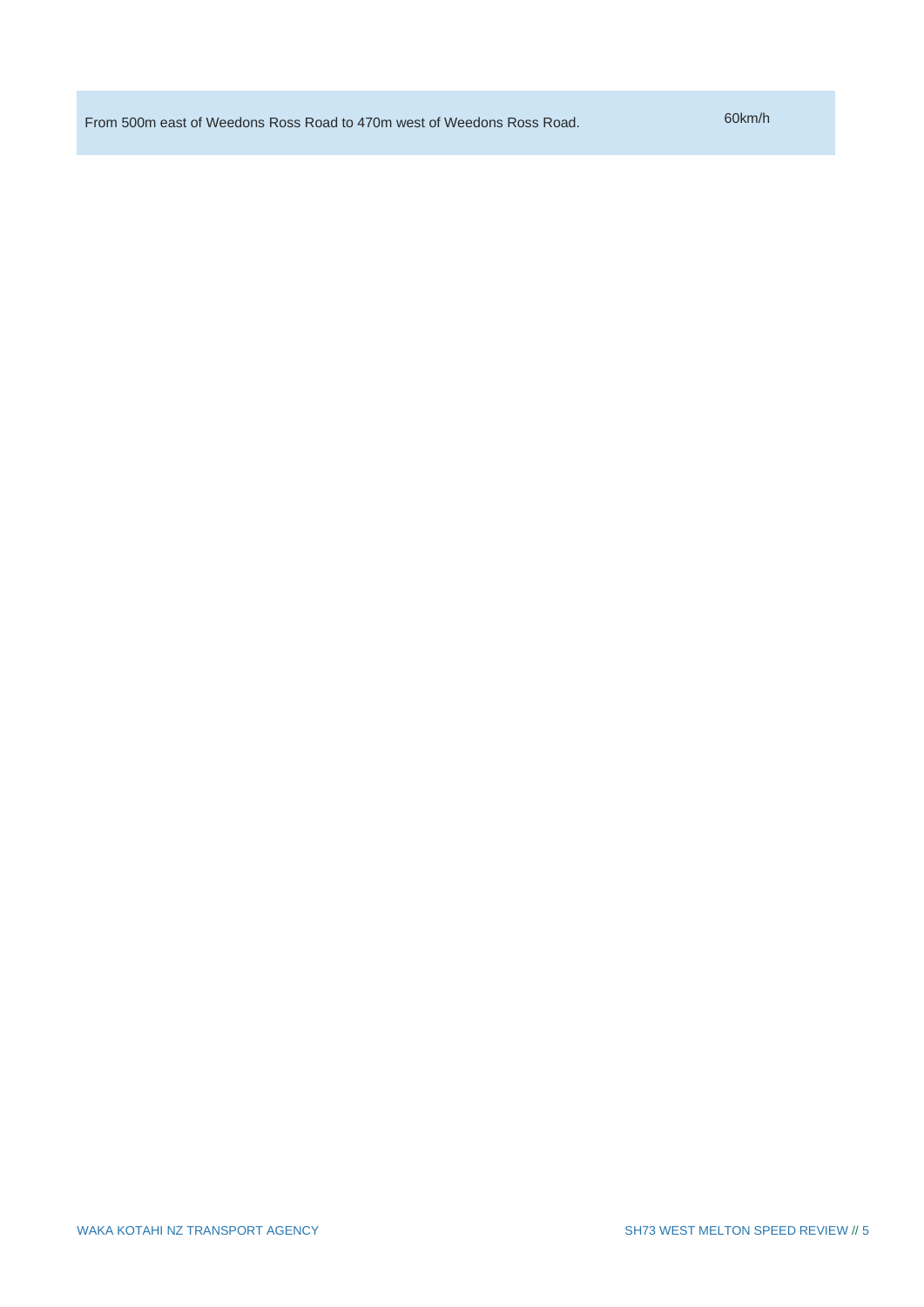| | |
|---|---|
| From 500m east of Weedons Ross Road to 470m west of Weedons Ross Road. | 60km/h |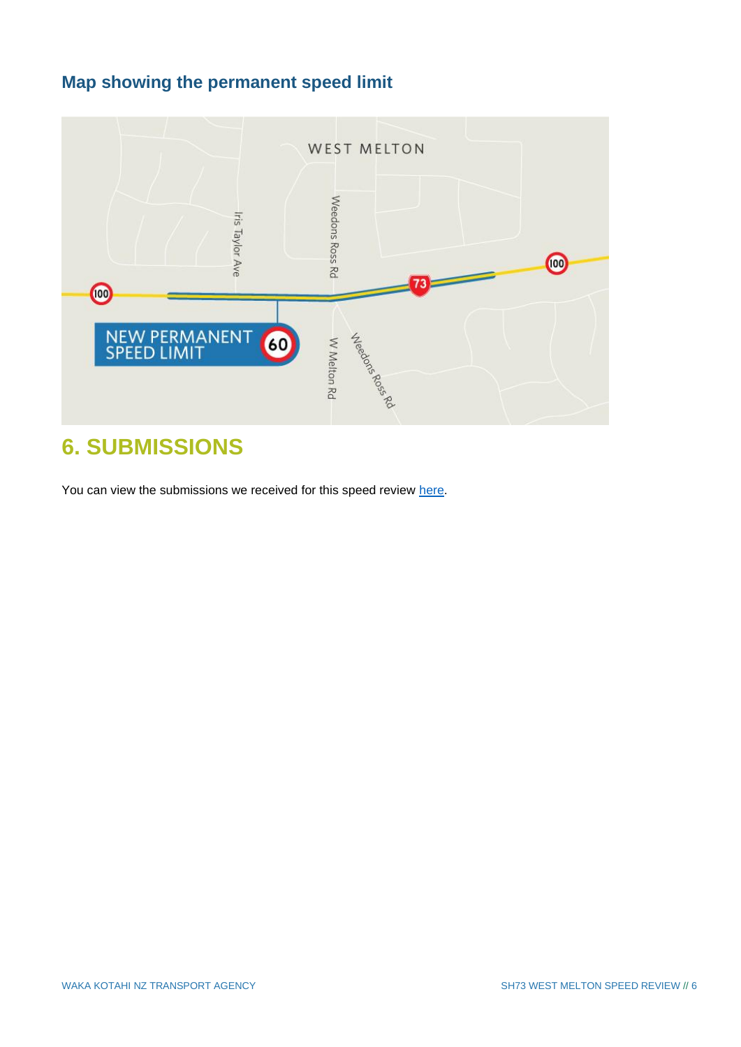## Map showing the permanent speed limit

WEST MELTON

Iris Taylor Ave

Weedons Ross Rd

W Melton Rd

Weedons Ross Rd

100

100

73

NEW PERMANENT SPEED LIMIT 60

# 6. SUBMISSIONS

You can view the submissions we received for this speed review here.